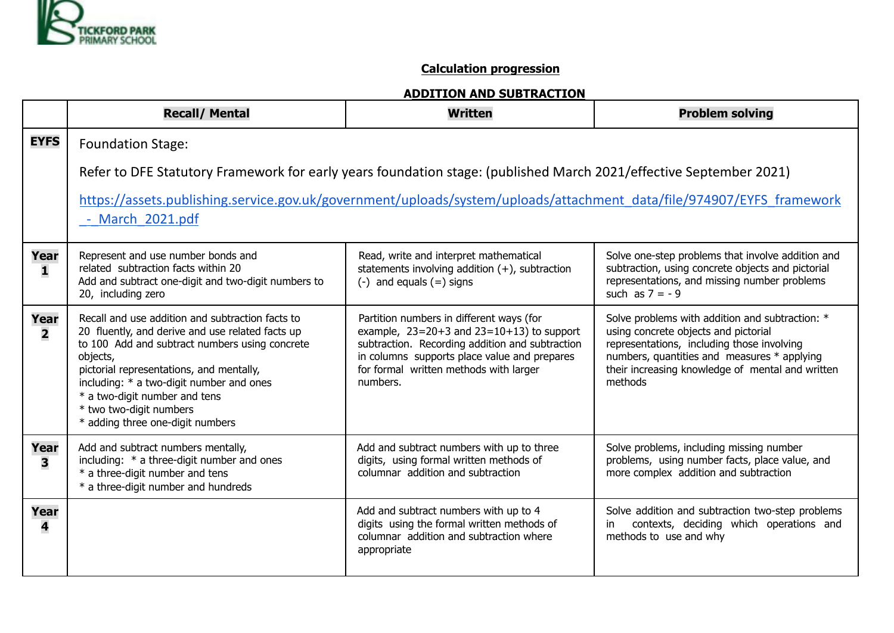TICKFORD PARK PRIMARY SCHOOL

## Calculation progression

### ADDITION AND SUBTRACTION

| | Recall/ Mental | Written | Problem solving |
|---|---|---|---|
| **EYFS** | Foundation Stage: Refer to DFE Statutory Framework for early years foundation stage: (published March 2021/effective September 2021) https://assets.publishing.service.gov.uk/government/uploads/system/uploads/attachment_data/file/974907/EYFS_framework_-_March_2021.pdf | | |
| **Year 1** | Represent and use number bonds and related subtraction facts within 20<br>Add and subtract one-digit and two-digit numbers to 20, including zero | Read, write and interpret mathematical statements involving addition (+), subtraction (-) and equals (=) signs | Solve one-step problems that involve addition and subtraction, using concrete objects and pictorial representations, and missing number problems such as 7 = - 9 |
| **Year 2** | Recall and use addition and subtraction facts to 20 fluently, and derive and use related facts up to 100 Add and subtract numbers using concrete objects,<br>pictorial representations, and mentally, including: * a two-digit number and ones<br>* a two-digit number and tens<br>* two two-digit numbers<br>* adding three one-digit numbers | Partition numbers in different ways (for example, 23=20+3 and 23=10+13) to support subtraction. Recording addition and subtraction in columns supports place value and prepares for formal written methods with larger numbers. | Solve problems with addition and subtraction: * using concrete objects and pictorial representations, including those involving numbers, quantities and measures * applying their increasing knowledge of mental and written methods |
| **Year 3** | Add and subtract numbers mentally, including: * a three-digit number and ones<br>* a three-digit number and tens<br>* a three-digit number and hundreds | Add and subtract numbers with up to three digits, using formal written methods of columnar addition and subtraction | Solve problems, including missing number problems, using number facts, place value, and more complex addition and subtraction |
| **Year 4** | | Add and subtract numbers with up to 4 digits using the formal written methods of columnar addition and subtraction where appropriate | Solve addition and subtraction two-step problems in contexts, deciding which operations and methods to use and why |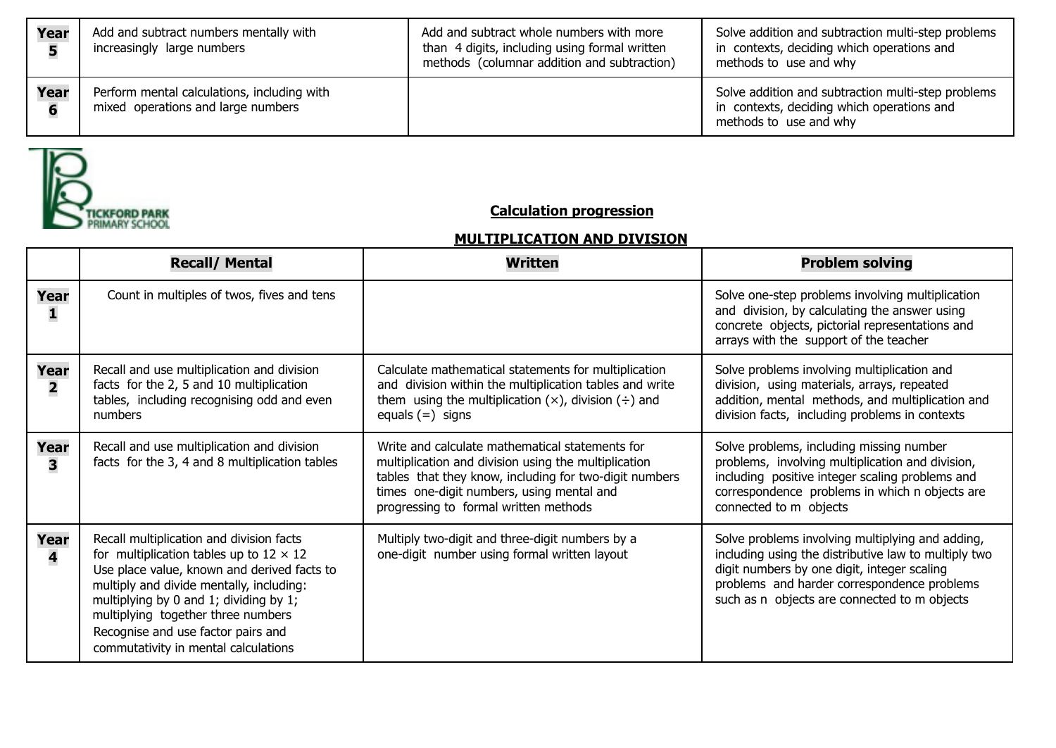| | | | |
|---|---|---|---|
| **Year 5** | Add and subtract numbers mentally with increasingly large numbers | Add and subtract whole numbers with more than 4 digits, including using formal written methods (columnar addition and subtraction) | Solve addition and subtraction multi-step problems in contexts, deciding which operations and methods to use and why |
| **Year 6** | Perform mental calculations, including with mixed operations and large numbers | | Solve addition and subtraction multi-step problems in contexts, deciding which operations and methods to use and why |

TICKFORD PARK PRIMARY SCHOOL

## Calculation progression

## MULTIPLICATION AND DIVISION

| | **Recall/ Mental** | **Written** | **Problem solving** |
|---|---|---|---|
| **Year 1** | Count in multiples of twos, fives and tens | | Solve one-step problems involving multiplication and division, by calculating the answer using concrete objects, pictorial representations and arrays with the support of the teacher |
| **Year 2** | Recall and use multiplication and division facts for the 2, 5 and 10 multiplication tables, including recognising odd and even numbers | Calculate mathematical statements for multiplication and division within the multiplication tables and write them using the multiplication (×), division (÷) and equals (=) signs | Solve problems involving multiplication and division, using materials, arrays, repeated addition, mental methods, and multiplication and division facts, including problems in contexts |
| **Year 3** | Recall and use multiplication and division facts for the 3, 4 and 8 multiplication tables | Write and calculate mathematical statements for multiplication and division using the multiplication tables that they know, including for two-digit numbers times one-digit numbers, using mental and progressing to formal written methods | Solve problems, including missing number problems, involving multiplication and division, including positive integer scaling problems and correspondence problems in which n objects are connected to m objects |
| **Year 4** | Recall multiplication and division facts for multiplication tables up to 12 × 12<br>Use place value, known and derived facts to multiply and divide mentally, including: multiplying by 0 and 1; dividing by 1; multiplying together three numbers<br>Recognise and use factor pairs and commutativity in mental calculations | Multiply two-digit and three-digit numbers by a one-digit number using formal written layout | Solve problems involving multiplying and adding, including using the distributive law to multiply two digit numbers by one digit, integer scaling problems and harder correspondence problems such as n objects are connected to m objects |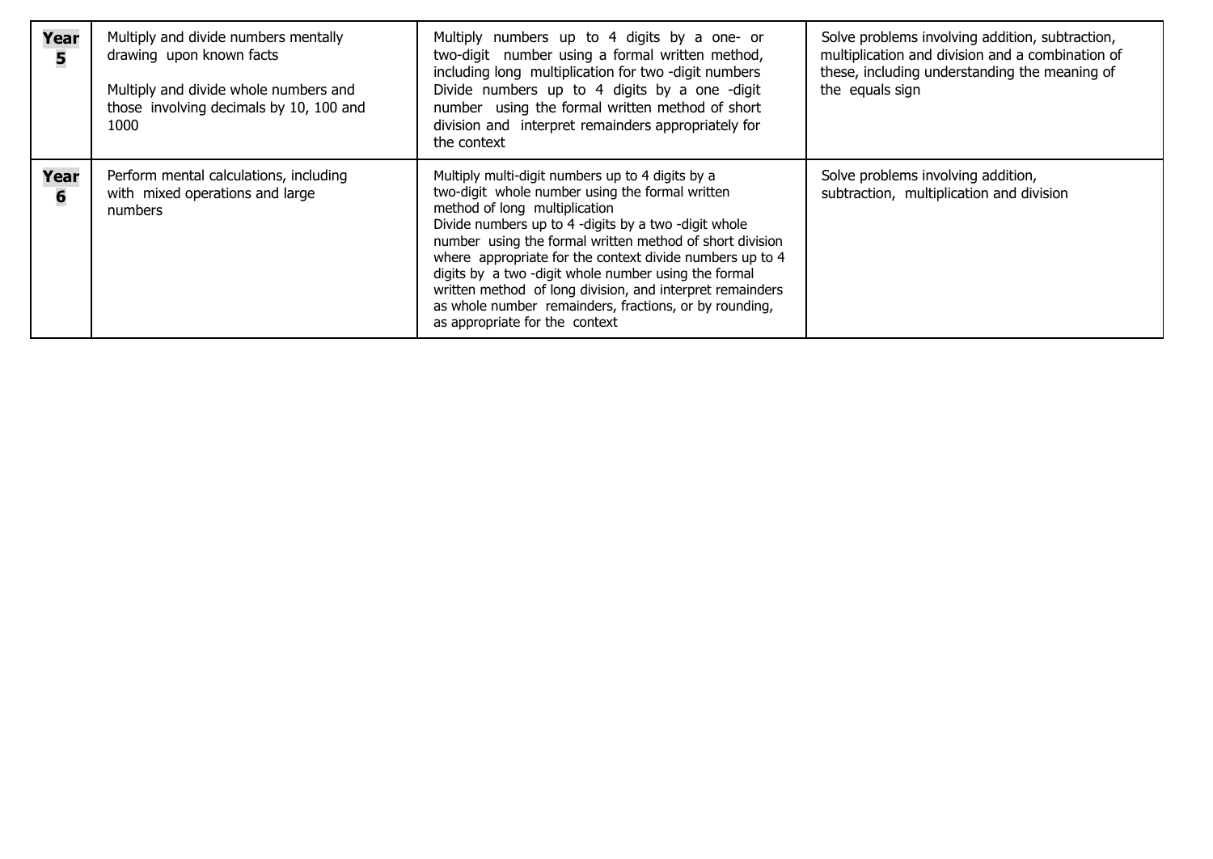| | | | |
|---|---|---|---|
| **Year 5** | Multiply and divide numbers mentally drawing upon known facts<br><br>Multiply and divide whole numbers and those involving decimals by 10, 100 and 1000 | Multiply numbers up to 4 digits by a one- or two-digit number using a formal written method, including long multiplication for two -digit numbers Divide numbers up to 4 digits by a one -digit number using the formal written method of short division and interpret remainders appropriately for the context | Solve problems involving addition, subtraction, multiplication and division and a combination of these, including understanding the meaning of the equals sign |
| **Year 6** | Perform mental calculations, including with mixed operations and large numbers | Multiply multi-digit numbers up to 4 digits by a two-digit whole number using the formal written method of long multiplication<br>Divide numbers up to 4 -digits by a two -digit whole number using the formal written method of short division where appropriate for the context divide numbers up to 4 digits by a two -digit whole number using the formal written method of long division, and interpret remainders as whole number remainders, fractions, or by rounding, as appropriate for the context | Solve problems involving addition, subtraction, multiplication and division |